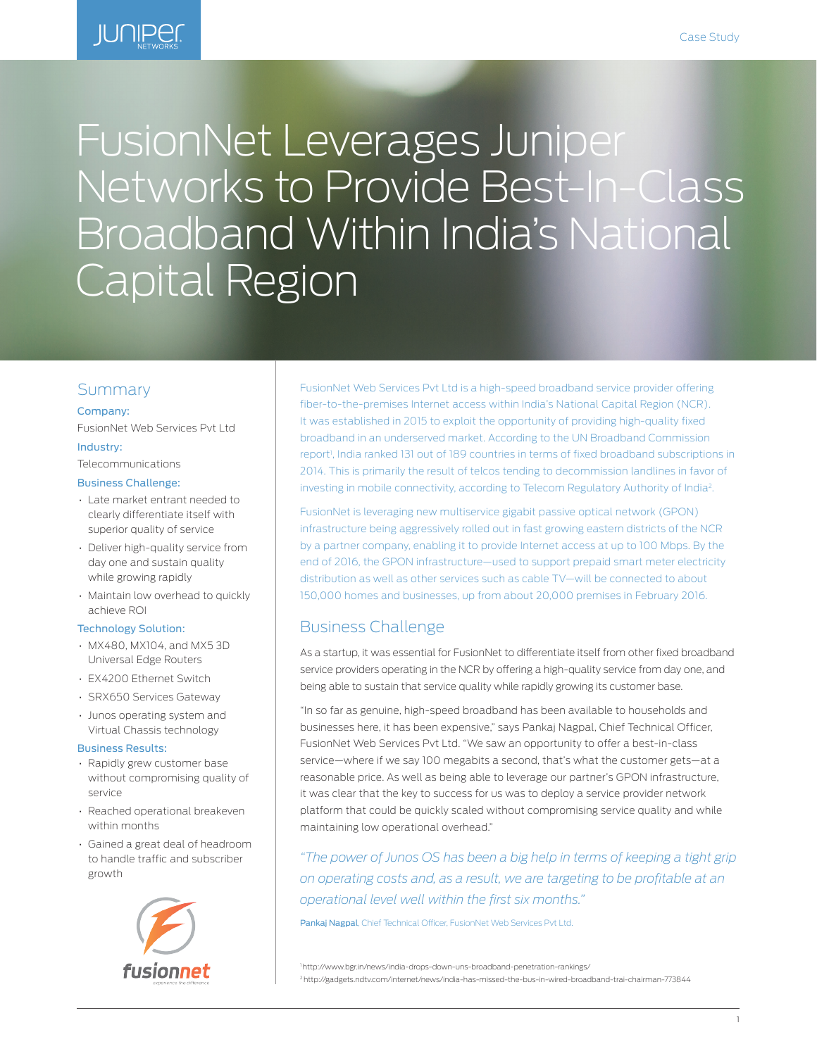# FusionNet Leverages Juniper Networks to Provide Best-In-Class Broadband Within India's National Capital Region

## Summary

**Company:**

FusionNet Web Services Pvt Ltd

**Industry:**

Telecommunications

**Business Challenge:**

- Late market entrant needed to clearly differentiate itself with superior quality of service
- Deliver high-quality service from day one and sustain quality while growing rapidly
- Maintain low overhead to quickly achieve ROI

**Technology Solution:**

- MX480, MX104, and MX5 3D Universal Edge Routers
- EX4200 Ethernet Switch
- SRX650 Services Gateway
- Junos operating system and Virtual Chassis technology

**Business Results:**

- Rapidly grew customer base without compromising quality of service
- Reached operational breakeven within months
- Gained a great deal of headroom to handle traffic and subscriber growth

FusionNet Web Services Pvt Ltd is a high-speed broadband service provider offering fiber-to-the-premises Internet access within India's National Capital Region (NCR). It was established in 2015 to exploit the opportunity of providing high-quality fixed broadband in an underserved market. According to the UN Broadband Commission report[1], India ranked 131 out of 189 countries in terms of fixed broadband subscriptions in 2014. This is primarily the result of telcos tending to decommission landlines in favor of investing in mobile connectivity, according to Telecom Regulatory Authority of India[2].

FusionNet is leveraging new multiservice gigabit passive optical network (GPON) infrastructure being aggressively rolled out in fast growing eastern districts of the NCR by a partner company, enabling it to provide Internet access at up to 100 Mbps. By the end of 2016, the GPON infrastructure—used to support prepaid smart meter electricity distribution as well as other services such as cable TV—will be connected to about 150,000 homes and businesses, up from about 20,000 premises in February 2016.

## Business Challenge

As a startup, it was essential for FusionNet to differentiate itself from other fixed broadband service providers operating in the NCR by offering a high-quality service from day one, and being able to sustain that service quality while rapidly growing its customer base.

"In so far as genuine, high-speed broadband has been available to households and businesses here, it has been expensive," says Pankaj Nagpal, Chief Technical Officer, FusionNet Web Services Pvt Ltd. "We saw an opportunity to offer a best-in-class service—where if we say 100 megabits a second, that's what the customer gets—at a reasonable price. As well as being able to leverage our partner's GPON infrastructure, it was clear that the key to success for us was to deploy a service provider network platform that could be quickly scaled without compromising service quality and while maintaining low operational overhead."

*"The power of Junos OS has been a big help in terms of keeping a tight grip on operating costs and, as a result, we are targeting to be profitable at an operational level well within the first six months."*

Pankaj Nagpal, Chief Technical Officer, FusionNet Web Services Pvt Ltd.

[1] http://www.bgr.in/news/india-drops-down-uns-broadband-penetration-rankings/

[2] http://gadgets.ndtv.com/internet/news/india-has-missed-the-bus-in-wired-broadband-trai-chairman-773844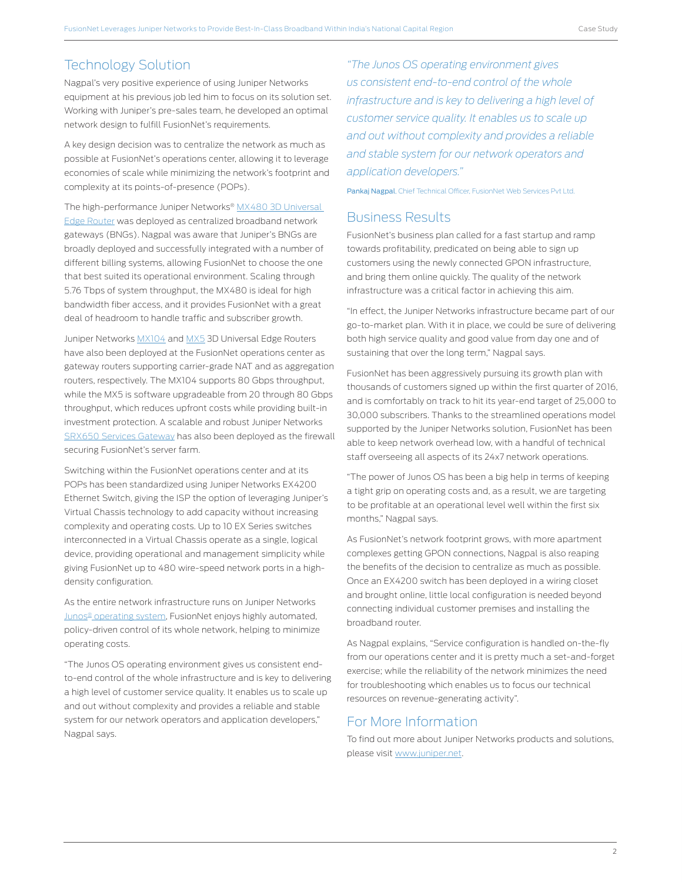## Technology Solution

Nagpal's very positive experience of using Juniper Networks equipment at his previous job led him to focus on its solution set. Working with Juniper's pre-sales team, he developed an optimal network design to fulfill FusionNet's requirements.

A key design decision was to centralize the network as much as possible at FusionNet's operations center, allowing it to leverage economies of scale while minimizing the network's footprint and complexity at its points-of-presence (POPs).

The high-performance Juniper Networks® MX480 3D Universal Edge Router was deployed as centralized broadband network gateways (BNGs). Nagpal was aware that Juniper's BNGs are broadly deployed and successfully integrated with a number of different billing systems, allowing FusionNet to choose the one that best suited its operational environment. Scaling through 5.76 Tbps of system throughput, the MX480 is ideal for high bandwidth fiber access, and it provides FusionNet with a great deal of headroom to handle traffic and subscriber growth.

Juniper Networks MX104 and MX5 3D Universal Edge Routers have also been deployed at the FusionNet operations center as gateway routers supporting carrier-grade NAT and as aggregation routers, respectively. The MX104 supports 80 Gbps throughput, while the MX5 is software upgradeable from 20 through 80 Gbps throughput, which reduces upfront costs while providing built-in investment protection. A scalable and robust Juniper Networks SRX650 Services Gateway has also been deployed as the firewall securing FusionNet's server farm.

Switching within the FusionNet operations center and at its POPs has been standardized using Juniper Networks EX4200 Ethernet Switch, giving the ISP the option of leveraging Juniper's Virtual Chassis technology to add capacity without increasing complexity and operating costs. Up to 10 EX Series switches interconnected in a Virtual Chassis operate as a single, logical device, providing operational and management simplicity while giving FusionNet up to 480 wire-speed network ports in a high-density configuration.

As the entire network infrastructure runs on Juniper Networks Junos® operating system, FusionNet enjoys highly automated, policy-driven control of its whole network, helping to minimize operating costs.

"The Junos OS operating environment gives us consistent end-to-end control of the whole infrastructure and is key to delivering a high level of customer service quality. It enables us to scale up and out without complexity and provides a reliable and stable system for our network operators and application developers," Nagpal says.

*"The Junos OS operating environment gives us consistent end-to-end control of the whole infrastructure and is key to delivering a high level of customer service quality. It enables us to scale up and out without complexity and provides a reliable and stable system for our network operators and application developers."*

**Pankaj Nagpal**, Chief Technical Officer, FusionNet Web Services Pvt Ltd.

## Business Results

FusionNet's business plan called for a fast startup and ramp towards profitability, predicated on being able to sign up customers using the newly connected GPON infrastructure, and bring them online quickly. The quality of the network infrastructure was a critical factor in achieving this aim.

"In effect, the Juniper Networks infrastructure became part of our go-to-market plan. With it in place, we could be sure of delivering both high service quality and good value from day one and of sustaining that over the long term," Nagpal says.

FusionNet has been aggressively pursuing its growth plan with thousands of customers signed up within the first quarter of 2016, and is comfortably on track to hit its year-end target of 25,000 to 30,000 subscribers. Thanks to the streamlined operations model supported by the Juniper Networks solution, FusionNet has been able to keep network overhead low, with a handful of technical staff overseeing all aspects of its 24x7 network operations.

"The power of Junos OS has been a big help in terms of keeping a tight grip on operating costs and, as a result, we are targeting to be profitable at an operational level well within the first six months," Nagpal says.

As FusionNet's network footprint grows, with more apartment complexes getting GPON connections, Nagpal is also reaping the benefits of the decision to centralize as much as possible. Once an EX4200 switch has been deployed in a wiring closet and brought online, little local configuration is needed beyond connecting individual customer premises and installing the broadband router.

As Nagpal explains, "Service configuration is handled on-the-fly from our operations center and it is pretty much a set-and-forget exercise; while the reliability of the network minimizes the need for troubleshooting which enables us to focus our technical resources on revenue-generating activity".

## For More Information

To find out more about Juniper Networks products and solutions, please visit www.juniper.net.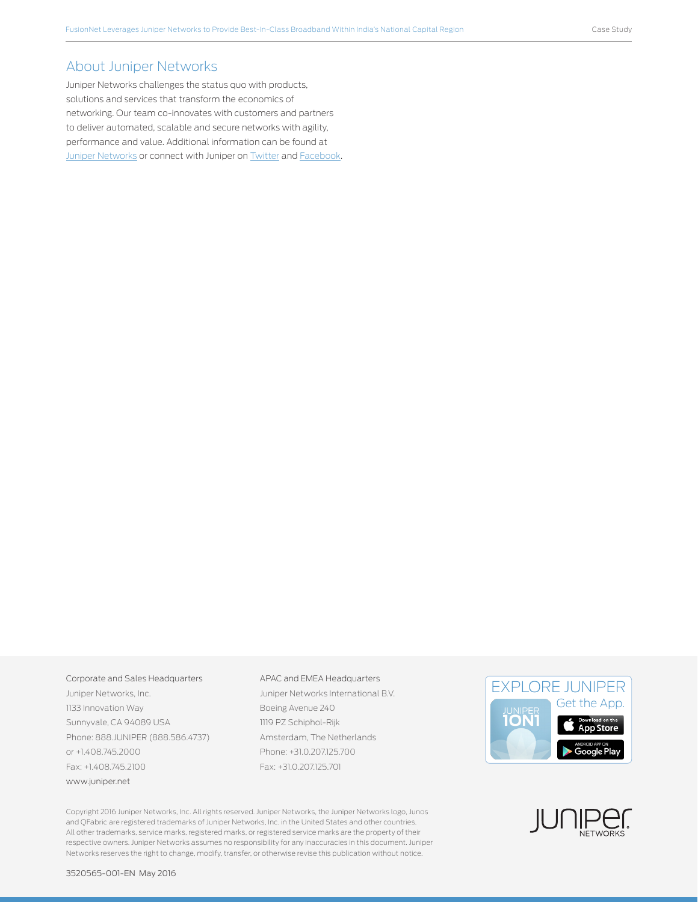## About Juniper Networks

Juniper Networks challenges the status quo with products, solutions and services that transform the economics of networking. Our team co-innovates with customers and partners to deliver automated, scalable and secure networks with agility, performance and value. Additional information can be found at Juniper Networks or connect with Juniper on Twitter and Facebook.

Corporate and Sales Headquarters
Juniper Networks, Inc.
1133 Innovation Way
Sunnyvale, CA 94089 USA
Phone: 888.JUNIPER (888.586.4737)
or +1.408.745.2000
Fax: +1.408.745.2100
www.juniper.net

APAC and EMEA Headquarters
Juniper Networks International B.V.
Boeing Avenue 240
1119 PZ Schiphol-Rijk
Amsterdam, The Netherlands
Phone: +31.0.207.125.700
Fax: +31.0.207.125.701

EXPLORE JUNIPER
Get the App.

Copyright 2016 Juniper Networks, Inc. All rights reserved. Juniper Networks, the Juniper Networks logo, Junos and QFabric are registered trademarks of Juniper Networks, Inc. in the United States and other countries. All other trademarks, service marks, registered marks, or registered service marks are the property of their respective owners. Juniper Networks assumes no responsibility for any inaccuracies in this document. Juniper Networks reserves the right to change, modify, transfer, or otherwise revise this publication without notice.

3520565-001-EN May 2016